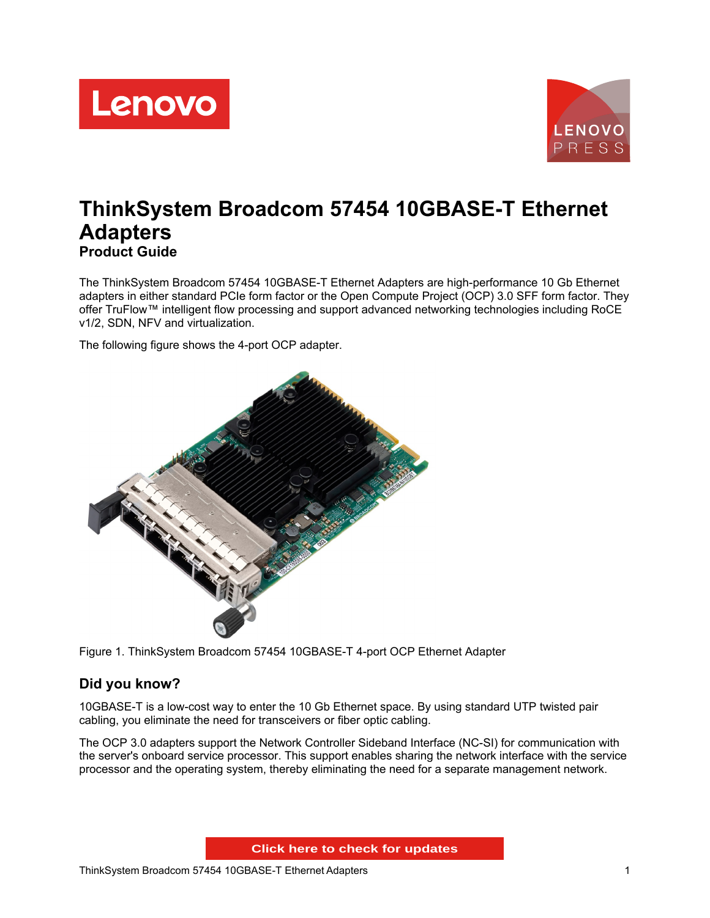# ThinkSystem Broadcom 57454 10GBASE-T Ethernet Adapters

## Product Guide

The ThinkSystem Broadcom 57454 10GBASE-T Ethernet Adapters are high-performance 10 Gb Ethernet adapters in either standard PCIe form factor or the Open Compute Project (OCP) 3.0 SFF form factor. They offer TruFlow™ intelligent flow processing and support advanced networking technologies including RoCE v1/2, SDN, NFV and virtualization.

The following figure shows the 4-port OCP adapter.

Figure 1. ThinkSystem Broadcom 57454 10GBASE-T 4-port OCP Ethernet Adapter

## Did you know?

10GBASE-T is a low-cost way to enter the 10 Gb Ethernet space. By using standard UTP twisted pair cabling, you eliminate the need for transceivers or fiber optic cabling.

The OCP 3.0 adapters support the Network Controller Sideband Interface (NC-SI) for communication with the server's onboard service processor. This support enables sharing the network interface with the service processor and the operating system, thereby eliminating the need for a separate management network.

Click here to check for updates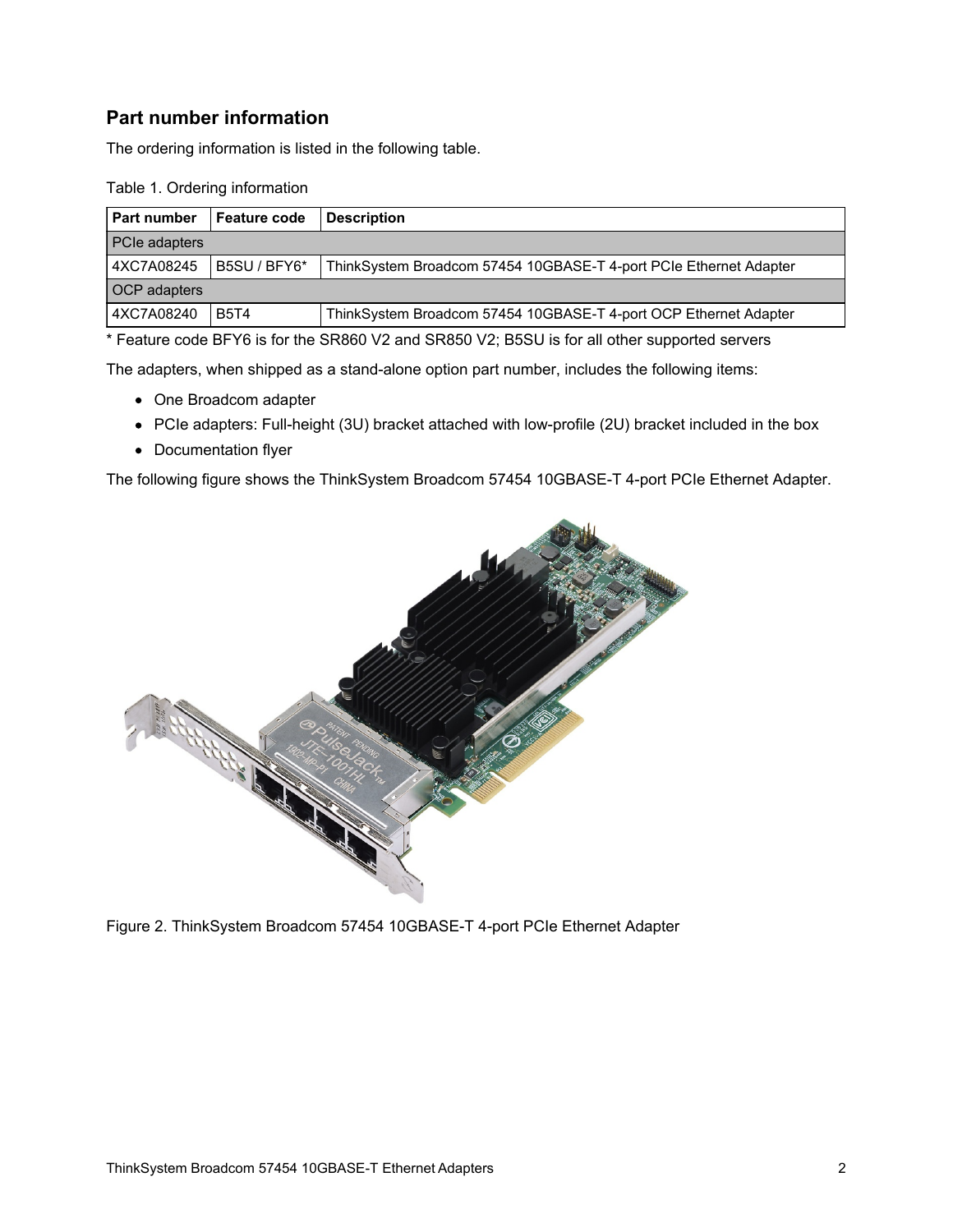## Part number information

The ordering information is listed in the following table.

Table 1. Ordering information

| Part number | Feature code | Description |
|---|---|---|
| PCIe adapters | | |
| 4XC7A08245 | B5SU / BFY6* | ThinkSystem Broadcom 57454 10GBASE-T 4-port PCIe Ethernet Adapter |
| OCP adapters | | |
| 4XC7A08240 | B5T4 | ThinkSystem Broadcom 57454 10GBASE-T 4-port OCP Ethernet Adapter |

* Feature code BFY6 is for the SR860 V2 and SR850 V2; B5SU is for all other supported servers

The adapters, when shipped as a stand-alone option part number, includes the following items:

- One Broadcom adapter
- PCIe adapters: Full-height (3U) bracket attached with low-profile (2U) bracket included in the box
- Documentation flyer

The following figure shows the ThinkSystem Broadcom 57454 10GBASE-T 4-port PCIe Ethernet Adapter.

Figure 2. ThinkSystem Broadcom 57454 10GBASE-T 4-port PCIe Ethernet Adapter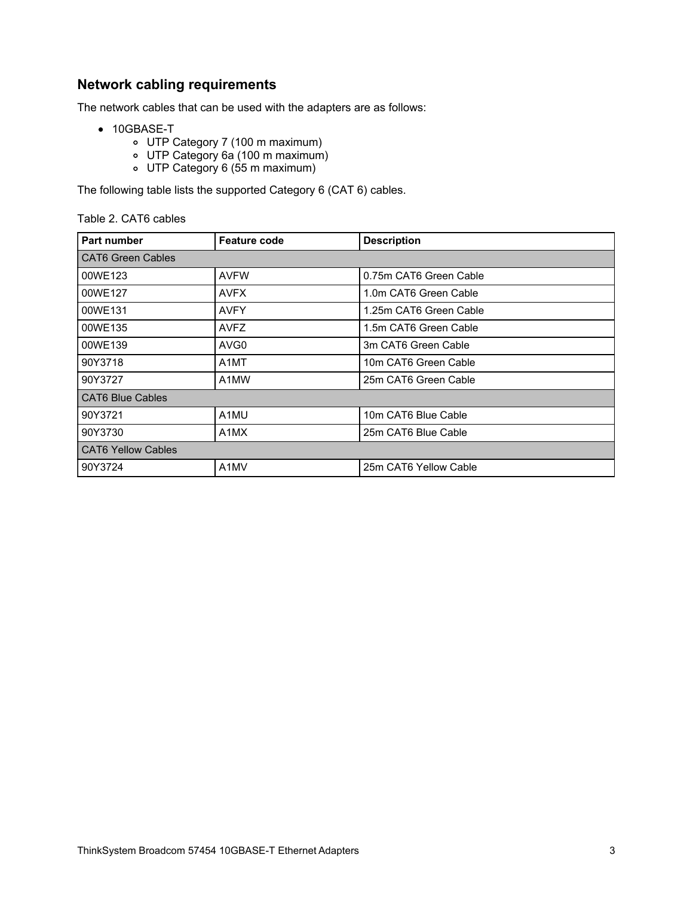## Network cabling requirements

The network cables that can be used with the adapters are as follows:

- 10GBASE-T
  - UTP Category 7 (100 m maximum)
  - UTP Category 6a (100 m maximum)
  - UTP Category 6 (55 m maximum)

The following table lists the supported Category 6 (CAT 6) cables.

Table 2. CAT6 cables

| Part number | Feature code | Description |
|---|---|---|
| CAT6 Green Cables | | |
| 00WE123 | AVFW | 0.75m CAT6 Green Cable |
| 00WE127 | AVFX | 1.0m CAT6 Green Cable |
| 00WE131 | AVFY | 1.25m CAT6 Green Cable |
| 00WE135 | AVFZ | 1.5m CAT6 Green Cable |
| 00WE139 | AVG0 | 3m CAT6 Green Cable |
| 90Y3718 | A1MT | 10m CAT6 Green Cable |
| 90Y3727 | A1MW | 25m CAT6 Green Cable |
| CAT6 Blue Cables | | |
| 90Y3721 | A1MU | 10m CAT6 Blue Cable |
| 90Y3730 | A1MX | 25m CAT6 Blue Cable |
| CAT6 Yellow Cables | | |
| 90Y3724 | A1MV | 25m CAT6 Yellow Cable |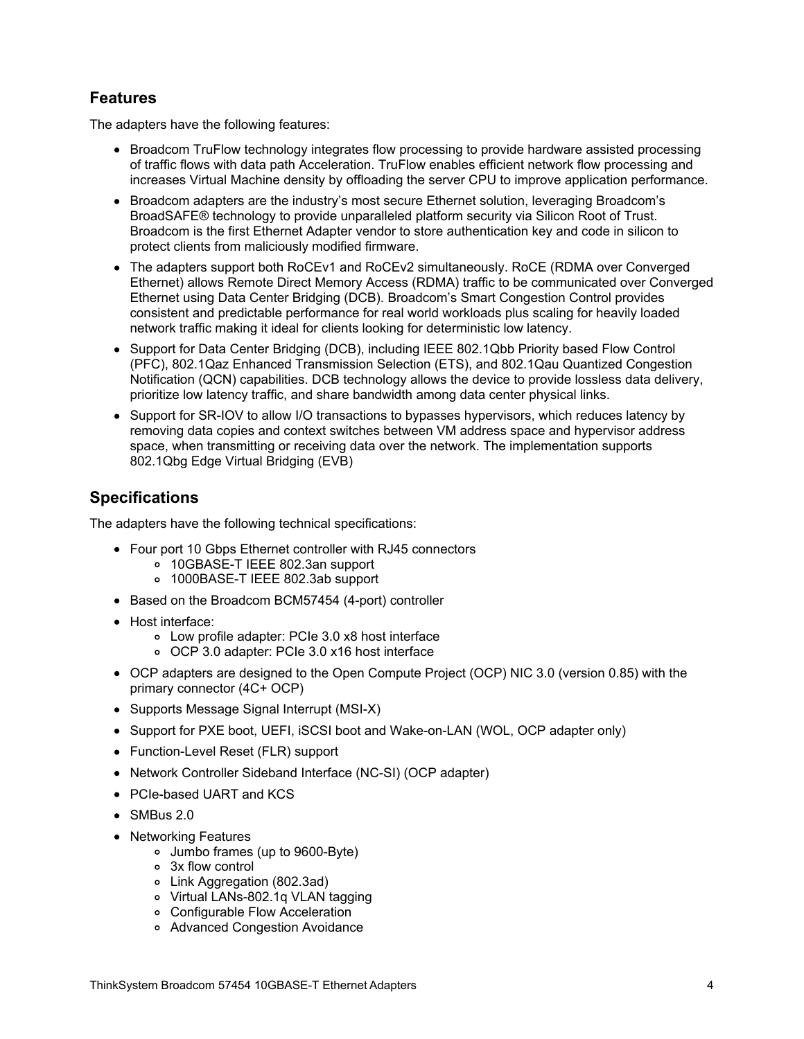## Features

The adapters have the following features:

- Broadcom TruFlow technology integrates flow processing to provide hardware assisted processing of traffic flows with data path Acceleration. TruFlow enables efficient network flow processing and increases Virtual Machine density by offloading the server CPU to improve application performance.
- Broadcom adapters are the industry's most secure Ethernet solution, leveraging Broadcom's BroadSAFE® technology to provide unparalleled platform security via Silicon Root of Trust. Broadcom is the first Ethernet Adapter vendor to store authentication key and code in silicon to protect clients from maliciously modified firmware.
- The adapters support both RoCEv1 and RoCEv2 simultaneously. RoCE (RDMA over Converged Ethernet) allows Remote Direct Memory Access (RDMA) traffic to be communicated over Converged Ethernet using Data Center Bridging (DCB). Broadcom's Smart Congestion Control provides consistent and predictable performance for real world workloads plus scaling for heavily loaded network traffic making it ideal for clients looking for deterministic low latency.
- Support for Data Center Bridging (DCB), including IEEE 802.1Qbb Priority based Flow Control (PFC), 802.1Qaz Enhanced Transmission Selection (ETS), and 802.1Qau Quantized Congestion Notification (QCN) capabilities. DCB technology allows the device to provide lossless data delivery, prioritize low latency traffic, and share bandwidth among data center physical links.
- Support for SR-IOV to allow I/O transactions to bypasses hypervisors, which reduces latency by removing data copies and context switches between VM address space and hypervisor address space, when transmitting or receiving data over the network. The implementation supports 802.1Qbg Edge Virtual Bridging (EVB)

## Specifications

The adapters have the following technical specifications:

- Four port 10 Gbps Ethernet controller with RJ45 connectors
  - 10GBASE-T IEEE 802.3an support
  - 1000BASE-T IEEE 802.3ab support
- Based on the Broadcom BCM57454 (4-port) controller
- Host interface:
  - Low profile adapter: PCIe 3.0 x8 host interface
  - OCP 3.0 adapter: PCIe 3.0 x16 host interface
- OCP adapters are designed to the Open Compute Project (OCP) NIC 3.0 (version 0.85) with the primary connector (4C+ OCP)
- Supports Message Signal Interrupt (MSI-X)
- Support for PXE boot, UEFI, iSCSI boot and Wake-on-LAN (WOL, OCP adapter only)
- Function-Level Reset (FLR) support
- Network Controller Sideband Interface (NC-SI) (OCP adapter)
- PCIe-based UART and KCS
- SMBus 2.0
- Networking Features
  - Jumbo frames (up to 9600-Byte)
  - 3x flow control
  - Link Aggregation (802.3ad)
  - Virtual LANs-802.1q VLAN tagging
  - Configurable Flow Acceleration
  - Advanced Congestion Avoidance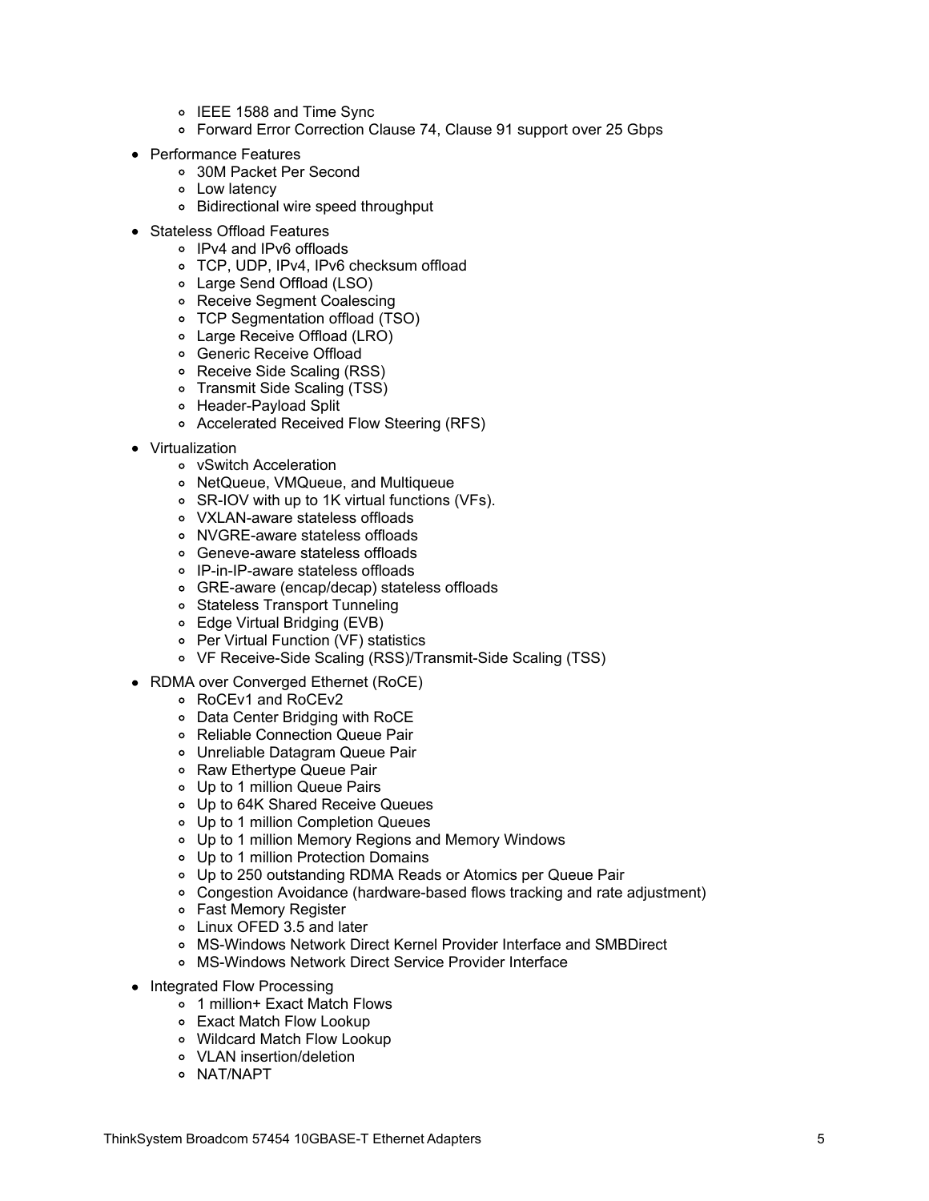- IEEE 1588 and Time Sync
  - Forward Error Correction Clause 74, Clause 91 support over 25 Gbps
- Performance Features
  - 30M Packet Per Second
  - Low latency
  - Bidirectional wire speed throughput
- Stateless Offload Features
  - IPv4 and IPv6 offloads
  - TCP, UDP, IPv4, IPv6 checksum offload
  - Large Send Offload (LSO)
  - Receive Segment Coalescing
  - TCP Segmentation offload (TSO)
  - Large Receive Offload (LRO)
  - Generic Receive Offload
  - Receive Side Scaling (RSS)
  - Transmit Side Scaling (TSS)
  - Header-Payload Split
  - Accelerated Received Flow Steering (RFS)
- Virtualization
  - vSwitch Acceleration
  - NetQueue, VMQueue, and Multiqueue
  - SR-IOV with up to 1K virtual functions (VFs).
  - VXLAN-aware stateless offloads
  - NVGRE-aware stateless offloads
  - Geneve-aware stateless offloads
  - IP-in-IP-aware stateless offloads
  - GRE-aware (encap/decap) stateless offloads
  - Stateless Transport Tunneling
  - Edge Virtual Bridging (EVB)
  - Per Virtual Function (VF) statistics
  - VF Receive-Side Scaling (RSS)/Transmit-Side Scaling (TSS)
- RDMA over Converged Ethernet (RoCE)
  - RoCEv1 and RoCEv2
  - Data Center Bridging with RoCE
  - Reliable Connection Queue Pair
  - Unreliable Datagram Queue Pair
  - Raw Ethertype Queue Pair
  - Up to 1 million Queue Pairs
  - Up to 64K Shared Receive Queues
  - Up to 1 million Completion Queues
  - Up to 1 million Memory Regions and Memory Windows
  - Up to 1 million Protection Domains
  - Up to 250 outstanding RDMA Reads or Atomics per Queue Pair
  - Congestion Avoidance (hardware-based flows tracking and rate adjustment)
  - Fast Memory Register
  - Linux OFED 3.5 and later
  - MS-Windows Network Direct Kernel Provider Interface and SMBDirect
  - MS-Windows Network Direct Service Provider Interface
- Integrated Flow Processing
  - 1 million+ Exact Match Flows
  - Exact Match Flow Lookup
  - Wildcard Match Flow Lookup
  - VLAN insertion/deletion
  - NAT/NAPT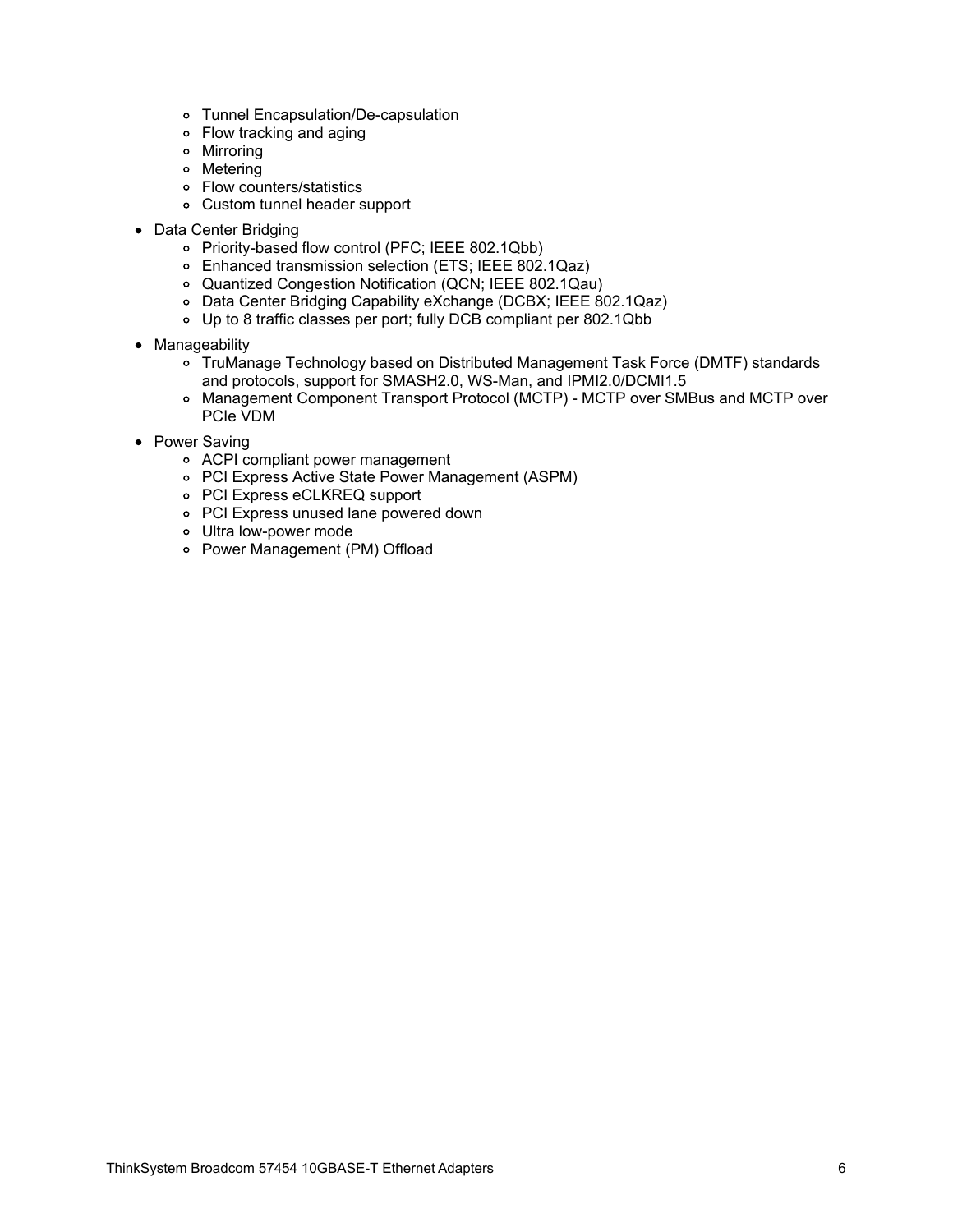- Tunnel Encapsulation/De-capsulation
    - Flow tracking and aging
    - Mirroring
    - Metering
    - Flow counters/statistics
    - Custom tunnel header support
- Data Center Bridging
    - Priority-based flow control (PFC; IEEE 802.1Qbb)
    - Enhanced transmission selection (ETS; IEEE 802.1Qaz)
    - Quantized Congestion Notification (QCN; IEEE 802.1Qau)
    - Data Center Bridging Capability eXchange (DCBX; IEEE 802.1Qaz)
    - Up to 8 traffic classes per port; fully DCB compliant per 802.1Qbb
- Manageability
    - TruManage Technology based on Distributed Management Task Force (DMTF) standards and protocols, support for SMASH2.0, WS-Man, and IPMI2.0/DCMI1.5
    - Management Component Transport Protocol (MCTP) - MCTP over SMBus and MCTP over PCIe VDM
- Power Saving
    - ACPI compliant power management
    - PCI Express Active State Power Management (ASPM)
    - PCI Express eCLKREQ support
    - PCI Express unused lane powered down
    - Ultra low-power mode
    - Power Management (PM) Offload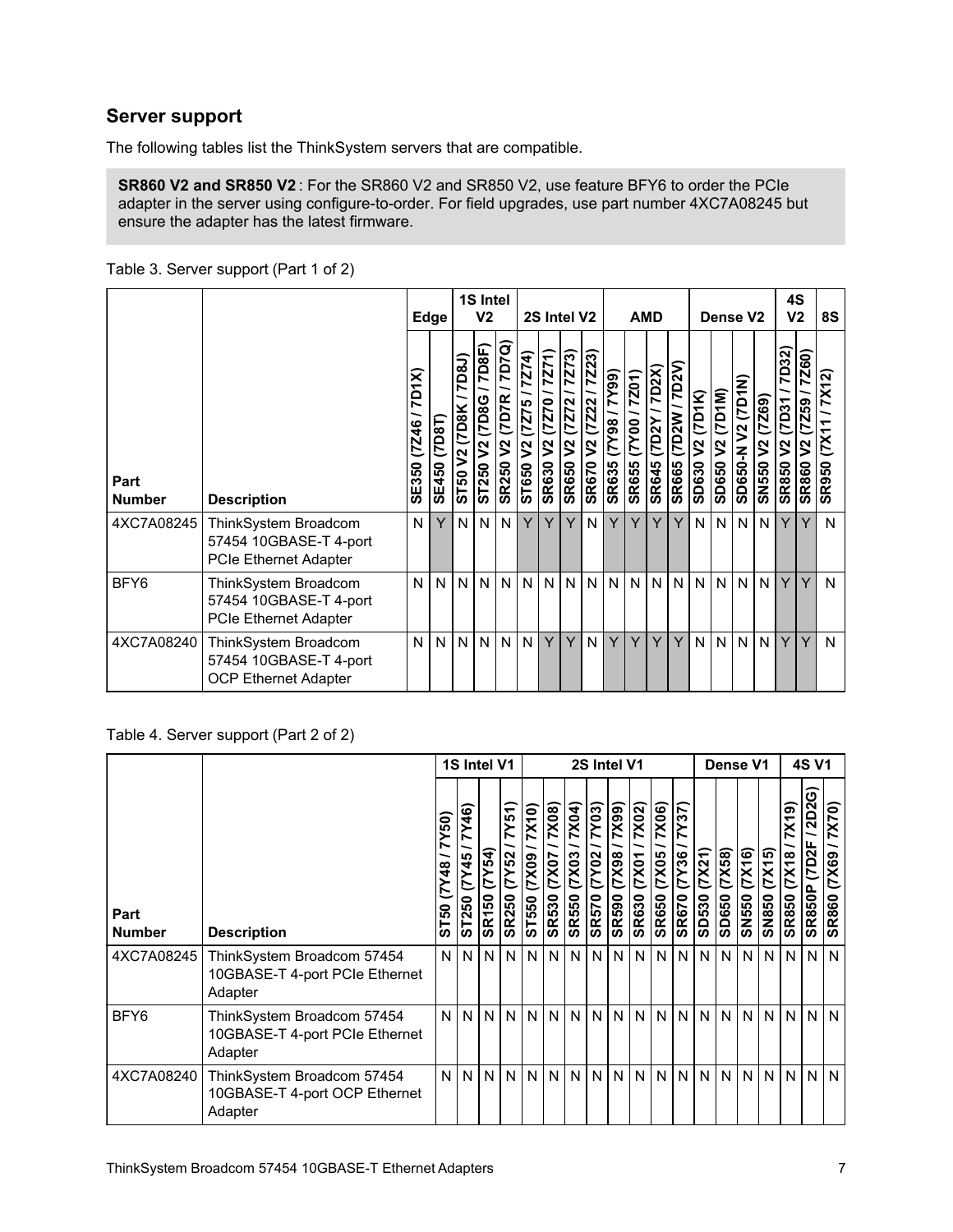## Server support

The following tables list the ThinkSystem servers that are compatible.

**SR860 V2 and SR850 V2** : For the SR860 V2 and SR850 V2, use feature BFY6 to order the PCIe adapter in the server using configure-to-order. For field upgrades, use part number 4XC7A08245 but ensure the adapter has the latest firmware.

Table 3. Server support (Part 1 of 2)

| | | Edge | | 1S Intel V2 | | | 2S Intel V2 | | | | AMD | | | | Dense V2 | | | | 4S V2 | | 8S |
|---|---|---|---|---|---|---|---|---|---|---|---|---|---|---|---|---|---|---|---|---|---|
| **Part Number** | **Description** | SE350 (7Z46 / 7D1X) | SE450 (7D8T) | ST50 V2 (7D8K / 7D8J) | ST250 V2 (7D8G / 7D8F) | SR250 V2 (7D7R / 7D7Q) | ST650 V2 (7Z75 / 7Z74) | SR630 V2 (7Z70 / 7Z71) | SR650 V2 (7Z72 / 7Z73) | SR670 V2 (7Z22 / 7Z23) | SR635 (7Y98 / 7Y99) | SR655 (7Y00 / 7Z01) | SR645 (7D2Y / 7D2X) | SR665 (7D2W / 7D2V) | SD630 V2 (7D1K) | SD650 V2 (7D1M) | SD650-N V2 (7D1N) | SN550 V2 (7Z69) | SR850 V2 (7D31 / 7D32) | SR860 V2 (7Z59 / 7Z60) | SR950 (7X11 / 7X12) |
| 4XC7A08245 | ThinkSystem Broadcom 57454 10GBASE-T 4-port PCIe Ethernet Adapter | N | Y | N | N | N | Y | Y | Y | N | Y | Y | Y | Y | N | N | N | N | Y | Y | N |
| BFY6 | ThinkSystem Broadcom 57454 10GBASE-T 4-port PCIe Ethernet Adapter | N | N | N | N | N | N | N | N | N | N | N | N | N | N | N | N | N | Y | Y | N |
| 4XC7A08240 | ThinkSystem Broadcom 57454 10GBASE-T 4-port OCP Ethernet Adapter | N | N | N | N | N | N | Y | Y | N | Y | Y | Y | Y | N | N | N | N | Y | Y | N |

Table 4. Server support (Part 2 of 2)

| | | 1S Intel V1 | | | | 2S Intel V1 | | | | | | | | Dense V1 | | | | 4S V1 | | |
|---|---|---|---|---|---|---|---|---|---|---|---|---|---|---|---|---|---|---|---|---|
| **Part Number** | **Description** | ST50 (7Y48 / 7Y50) | ST250 (7Y45 / 7Y46) | SR150 (7Y54) | SR250 (7Y52 / 7Y51) | ST550 (7X09 / 7X10) | SR530 (7X07 / 7X08) | SR550 (7X03 / 7X04) | SR570 (7Y02 / 7Y03) | SR590 (7X98 / 7X99) | SR630 (7X01 / 7X02) | SR650 (7X05 / 7X06) | SR670 (7Y36 / 7Y37) | SD530 (7X21) | SD650 (7X58) | SN550 (7X16) | SN850 (7X15) | SR850 (7X18 / 7X19) | SR850P (7D2F / 2D2G) | SR860 (7X69 / 7X70) |
| 4XC7A08245 | ThinkSystem Broadcom 57454 10GBASE-T 4-port PCIe Ethernet Adapter | N | N | N | N | N | N | N | N | N | N | N | N | N | N | N | N | N | N | N |
| BFY6 | ThinkSystem Broadcom 57454 10GBASE-T 4-port PCIe Ethernet Adapter | N | N | N | N | N | N | N | N | N | N | N | N | N | N | N | N | N | N | N |
| 4XC7A08240 | ThinkSystem Broadcom 57454 10GBASE-T 4-port OCP Ethernet Adapter | N | N | N | N | N | N | N | N | N | N | N | N | N | N | N | N | N | N | N |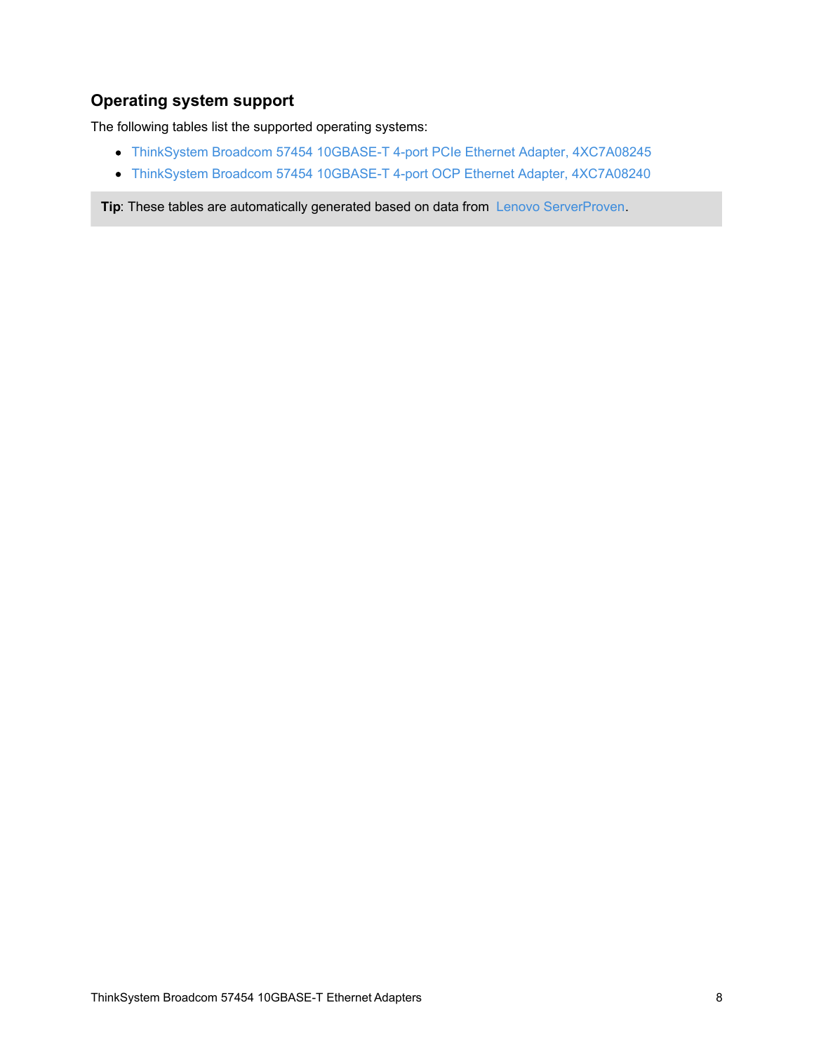## Operating system support

The following tables list the supported operating systems:

- ThinkSystem Broadcom 57454 10GBASE-T 4-port PCIe Ethernet Adapter, 4XC7A08245
- ThinkSystem Broadcom 57454 10GBASE-T 4-port OCP Ethernet Adapter, 4XC7A08240

**Tip**: These tables are automatically generated based on data from Lenovo ServerProven.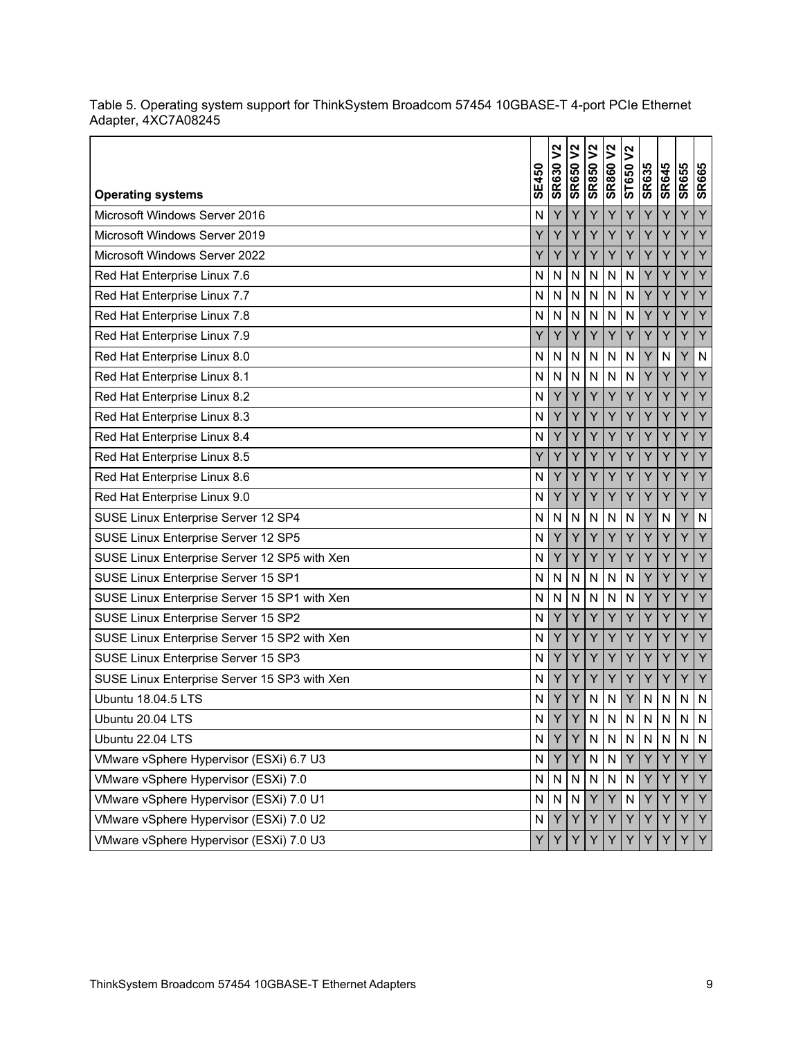Table 5. Operating system support for ThinkSystem Broadcom 57454 10GBASE-T 4-port PCIe Ethernet Adapter, 4XC7A08245

| Operating systems | SE450 | SR630 V2 | SR650 V2 | SR850 V2 | SR860 V2 | ST650 V2 | SR635 | SR645 | SR655 | SR665 |
|---|---|---|---|---|---|---|---|---|---|---|
| Microsoft Windows Server 2016 | N | Y | Y | Y | Y | Y | Y | Y | Y | Y |
| Microsoft Windows Server 2019 | Y | Y | Y | Y | Y | Y | Y | Y | Y | Y |
| Microsoft Windows Server 2022 | Y | Y | Y | Y | Y | Y | Y | Y | Y | Y |
| Red Hat Enterprise Linux 7.6 | N | N | N | N | N | N | Y | Y | Y | Y |
| Red Hat Enterprise Linux 7.7 | N | N | N | N | N | N | Y | Y | Y | Y |
| Red Hat Enterprise Linux 7.8 | N | N | N | N | N | N | Y | Y | Y | Y |
| Red Hat Enterprise Linux 7.9 | Y | Y | Y | Y | Y | Y | Y | Y | Y | Y |
| Red Hat Enterprise Linux 8.0 | N | N | N | N | N | N | Y | N | Y | N |
| Red Hat Enterprise Linux 8.1 | N | N | N | N | N | N | Y | Y | Y | Y |
| Red Hat Enterprise Linux 8.2 | N | Y | Y | Y | Y | Y | Y | Y | Y | Y |
| Red Hat Enterprise Linux 8.3 | N | Y | Y | Y | Y | Y | Y | Y | Y | Y |
| Red Hat Enterprise Linux 8.4 | N | Y | Y | Y | Y | Y | Y | Y | Y | Y |
| Red Hat Enterprise Linux 8.5 | Y | Y | Y | Y | Y | Y | Y | Y | Y | Y |
| Red Hat Enterprise Linux 8.6 | N | Y | Y | Y | Y | Y | Y | Y | Y | Y |
| Red Hat Enterprise Linux 9.0 | N | Y | Y | Y | Y | Y | Y | Y | Y | Y |
| SUSE Linux Enterprise Server 12 SP4 | N | N | N | N | N | N | Y | N | Y | N |
| SUSE Linux Enterprise Server 12 SP5 | N | Y | Y | Y | Y | Y | Y | Y | Y | Y |
| SUSE Linux Enterprise Server 12 SP5 with Xen | N | Y | Y | Y | Y | Y | Y | Y | Y | Y |
| SUSE Linux Enterprise Server 15 SP1 | N | N | N | N | N | N | Y | Y | Y | Y |
| SUSE Linux Enterprise Server 15 SP1 with Xen | N | N | N | N | N | N | Y | Y | Y | Y |
| SUSE Linux Enterprise Server 15 SP2 | N | Y | Y | Y | Y | Y | Y | Y | Y | Y |
| SUSE Linux Enterprise Server 15 SP2 with Xen | N | Y | Y | Y | Y | Y | Y | Y | Y | Y |
| SUSE Linux Enterprise Server 15 SP3 | N | Y | Y | Y | Y | Y | Y | Y | Y | Y |
| SUSE Linux Enterprise Server 15 SP3 with Xen | N | Y | Y | Y | Y | Y | Y | Y | Y | Y |
| Ubuntu 18.04.5 LTS | N | Y | Y | N | N | Y | N | N | N | N |
| Ubuntu 20.04 LTS | N | Y | Y | N | N | N | N | N | N | N |
| Ubuntu 22.04 LTS | N | Y | Y | N | N | N | N | N | N | N |
| VMware vSphere Hypervisor (ESXi) 6.7 U3 | N | Y | Y | N | N | Y | Y | Y | Y | Y |
| VMware vSphere Hypervisor (ESXi) 7.0 | N | N | N | N | N | N | Y | Y | Y | Y |
| VMware vSphere Hypervisor (ESXi) 7.0 U1 | N | N | N | Y | Y | N | Y | Y | Y | Y |
| VMware vSphere Hypervisor (ESXi) 7.0 U2 | N | Y | Y | Y | Y | Y | Y | Y | Y | Y |
| VMware vSphere Hypervisor (ESXi) 7.0 U3 | Y | Y | Y | Y | Y | Y | Y | Y | Y | Y |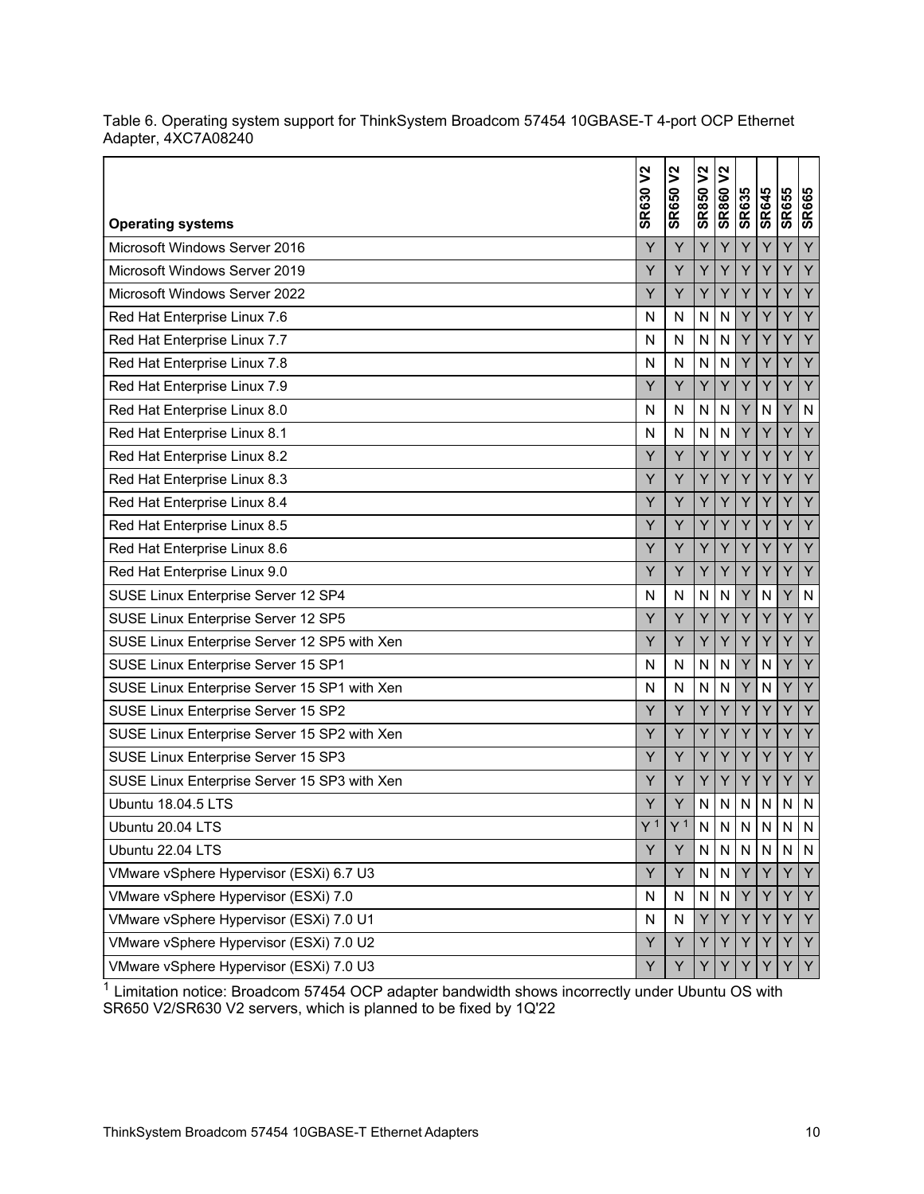Table 6. Operating system support for ThinkSystem Broadcom 57454 10GBASE-T 4-port OCP Ethernet Adapter, 4XC7A08240

| Operating systems | SR630 V2 | SR650 V2 | SR850 V2 | SR860 V2 | SR635 | SR645 | SR655 | SR665 |
|---|---|---|---|---|---|---|---|---|
| Microsoft Windows Server 2016 | Y | Y | Y | Y | Y | Y | Y | Y |
| Microsoft Windows Server 2019 | Y | Y | Y | Y | Y | Y | Y | Y |
| Microsoft Windows Server 2022 | Y | Y | Y | Y | Y | Y | Y | Y |
| Red Hat Enterprise Linux 7.6 | N | N | N | N | Y | Y | Y | Y |
| Red Hat Enterprise Linux 7.7 | N | N | N | N | Y | Y | Y | Y |
| Red Hat Enterprise Linux 7.8 | N | N | N | N | Y | Y | Y | Y |
| Red Hat Enterprise Linux 7.9 | Y | Y | Y | Y | Y | Y | Y | Y |
| Red Hat Enterprise Linux 8.0 | N | N | N | N | Y | N | Y | N |
| Red Hat Enterprise Linux 8.1 | N | N | N | N | Y | Y | Y | Y |
| Red Hat Enterprise Linux 8.2 | Y | Y | Y | Y | Y | Y | Y | Y |
| Red Hat Enterprise Linux 8.3 | Y | Y | Y | Y | Y | Y | Y | Y |
| Red Hat Enterprise Linux 8.4 | Y | Y | Y | Y | Y | Y | Y | Y |
| Red Hat Enterprise Linux 8.5 | Y | Y | Y | Y | Y | Y | Y | Y |
| Red Hat Enterprise Linux 8.6 | Y | Y | Y | Y | Y | Y | Y | Y |
| Red Hat Enterprise Linux 9.0 | Y | Y | Y | Y | Y | Y | Y | Y |
| SUSE Linux Enterprise Server 12 SP4 | N | N | N | N | Y | N | Y | N |
| SUSE Linux Enterprise Server 12 SP5 | Y | Y | Y | Y | Y | Y | Y | Y |
| SUSE Linux Enterprise Server 12 SP5 with Xen | Y | Y | Y | Y | Y | Y | Y | Y |
| SUSE Linux Enterprise Server 15 SP1 | N | N | N | N | Y | N | Y | Y |
| SUSE Linux Enterprise Server 15 SP1 with Xen | N | N | N | N | Y | N | Y | Y |
| SUSE Linux Enterprise Server 15 SP2 | Y | Y | Y | Y | Y | Y | Y | Y |
| SUSE Linux Enterprise Server 15 SP2 with Xen | Y | Y | Y | Y | Y | Y | Y | Y |
| SUSE Linux Enterprise Server 15 SP3 | Y | Y | Y | Y | Y | Y | Y | Y |
| SUSE Linux Enterprise Server 15 SP3 with Xen | Y | Y | Y | Y | Y | Y | Y | Y |
| Ubuntu 18.04.5 LTS | Y | Y | N | N | N | N | N | N |
| Ubuntu 20.04 LTS | Y [1] | Y [1] | N | N | N | N | N | N |
| Ubuntu 22.04 LTS | Y | Y | N | N | N | N | N | N |
| VMware vSphere Hypervisor (ESXi) 6.7 U3 | Y | Y | N | N | Y | Y | Y | Y |
| VMware vSphere Hypervisor (ESXi) 7.0 | N | N | N | N | Y | Y | Y | Y |
| VMware vSphere Hypervisor (ESXi) 7.0 U1 | N | N | Y | Y | Y | Y | Y | Y |
| VMware vSphere Hypervisor (ESXi) 7.0 U2 | Y | Y | Y | Y | Y | Y | Y | Y |
| VMware vSphere Hypervisor (ESXi) 7.0 U3 | Y | Y | Y | Y | Y | Y | Y | Y |

[1] Limitation notice: Broadcom 57454 OCP adapter bandwidth shows incorrectly under Ubuntu OS with SR650 V2/SR630 V2 servers, which is planned to be fixed by 1Q'22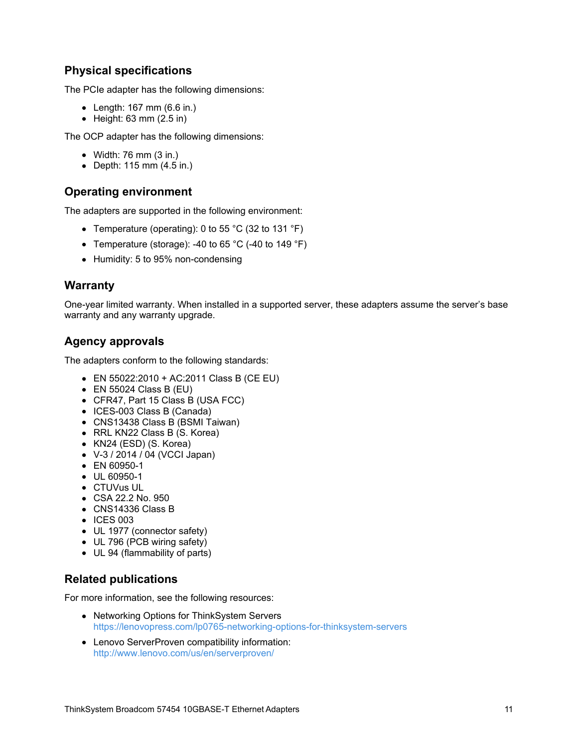## Physical specifications

The PCIe adapter has the following dimensions:

- Length: 167 mm (6.6 in.)
- Height: 63 mm (2.5 in)

The OCP adapter has the following dimensions:

- Width: 76 mm (3 in.)
- Depth: 115 mm (4.5 in.)

## Operating environment

The adapters are supported in the following environment:

- Temperature (operating): 0 to 55 °C (32 to 131 °F)
- Temperature (storage): -40 to 65 °C (-40 to 149 °F)
- Humidity: 5 to 95% non-condensing

## Warranty

One-year limited warranty. When installed in a supported server, these adapters assume the server's base warranty and any warranty upgrade.

## Agency approvals

The adapters conform to the following standards:

- EN 55022:2010 + AC:2011 Class B (CE EU)
- EN 55024 Class B (EU)
- CFR47, Part 15 Class B (USA FCC)
- ICES-003 Class B (Canada)
- CNS13438 Class B (BSMI Taiwan)
- RRL KN22 Class B (S. Korea)
- KN24 (ESD) (S. Korea)
- V-3 / 2014 / 04 (VCCI Japan)
- EN 60950-1
- UL 60950-1
- CTUVus UL
- CSA 22.2 No. 950
- CNS14336 Class B
- ICES 003
- UL 1977 (connector safety)
- UL 796 (PCB wiring safety)
- UL 94 (flammability of parts)

## Related publications

For more information, see the following resources:

- Networking Options for ThinkSystem Servers
  https://lenovopress.com/lp0765-networking-options-for-thinksystem-servers
- Lenovo ServerProven compatibility information:
  http://www.lenovo.com/us/en/serverproven/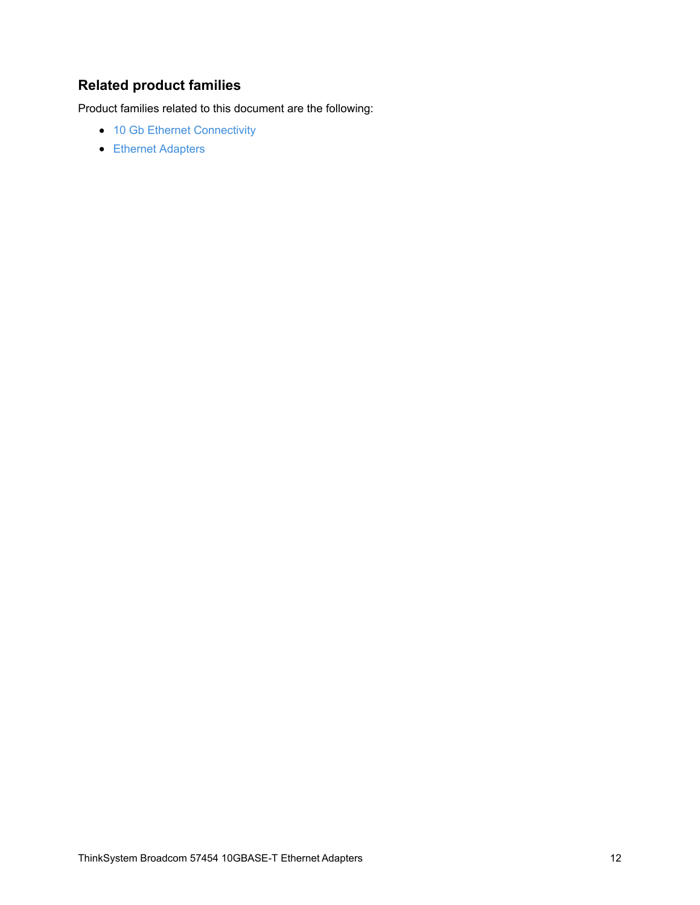## Related product families

Product families related to this document are the following:

- 10 Gb Ethernet Connectivity
- Ethernet Adapters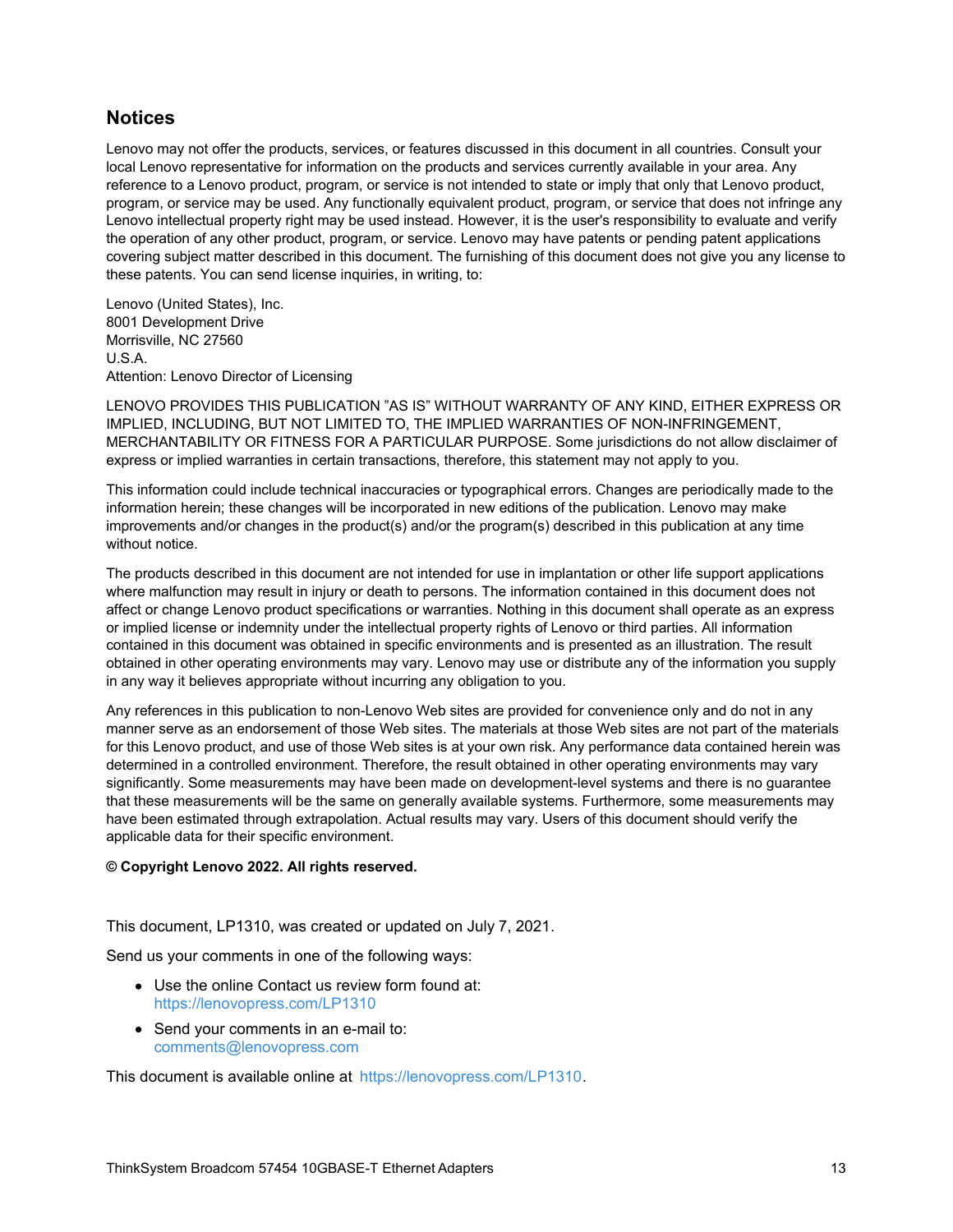## Notices

Lenovo may not offer the products, services, or features discussed in this document in all countries. Consult your local Lenovo representative for information on the products and services currently available in your area. Any reference to a Lenovo product, program, or service is not intended to state or imply that only that Lenovo product, program, or service may be used. Any functionally equivalent product, program, or service that does not infringe any Lenovo intellectual property right may be used instead. However, it is the user's responsibility to evaluate and verify the operation of any other product, program, or service. Lenovo may have patents or pending patent applications covering subject matter described in this document. The furnishing of this document does not give you any license to these patents. You can send license inquiries, in writing, to:

Lenovo (United States), Inc.
8001 Development Drive
Morrisville, NC 27560
U.S.A.
Attention: Lenovo Director of Licensing

LENOVO PROVIDES THIS PUBLICATION "AS IS" WITHOUT WARRANTY OF ANY KIND, EITHER EXPRESS OR IMPLIED, INCLUDING, BUT NOT LIMITED TO, THE IMPLIED WARRANTIES OF NON-INFRINGEMENT, MERCHANTABILITY OR FITNESS FOR A PARTICULAR PURPOSE. Some jurisdictions do not allow disclaimer of express or implied warranties in certain transactions, therefore, this statement may not apply to you.

This information could include technical inaccuracies or typographical errors. Changes are periodically made to the information herein; these changes will be incorporated in new editions of the publication. Lenovo may make improvements and/or changes in the product(s) and/or the program(s) described in this publication at any time without notice.

The products described in this document are not intended for use in implantation or other life support applications where malfunction may result in injury or death to persons. The information contained in this document does not affect or change Lenovo product specifications or warranties. Nothing in this document shall operate as an express or implied license or indemnity under the intellectual property rights of Lenovo or third parties. All information contained in this document was obtained in specific environments and is presented as an illustration. The result obtained in other operating environments may vary. Lenovo may use or distribute any of the information you supply in any way it believes appropriate without incurring any obligation to you.

Any references in this publication to non-Lenovo Web sites are provided for convenience only and do not in any manner serve as an endorsement of those Web sites. The materials at those Web sites are not part of the materials for this Lenovo product, and use of those Web sites is at your own risk. Any performance data contained herein was determined in a controlled environment. Therefore, the result obtained in other operating environments may vary significantly. Some measurements may have been made on development-level systems and there is no guarantee that these measurements will be the same on generally available systems. Furthermore, some measurements may have been estimated through extrapolation. Actual results may vary. Users of this document should verify the applicable data for their specific environment.

**© Copyright Lenovo 2022. All rights reserved.**

This document, LP1310, was created or updated on July 7, 2021.

Send us your comments in one of the following ways:

- Use the online Contact us review form found at:
  https://lenovopress.com/LP1310
- Send your comments in an e-mail to:
  comments@lenovopress.com

This document is available online at https://lenovopress.com/LP1310.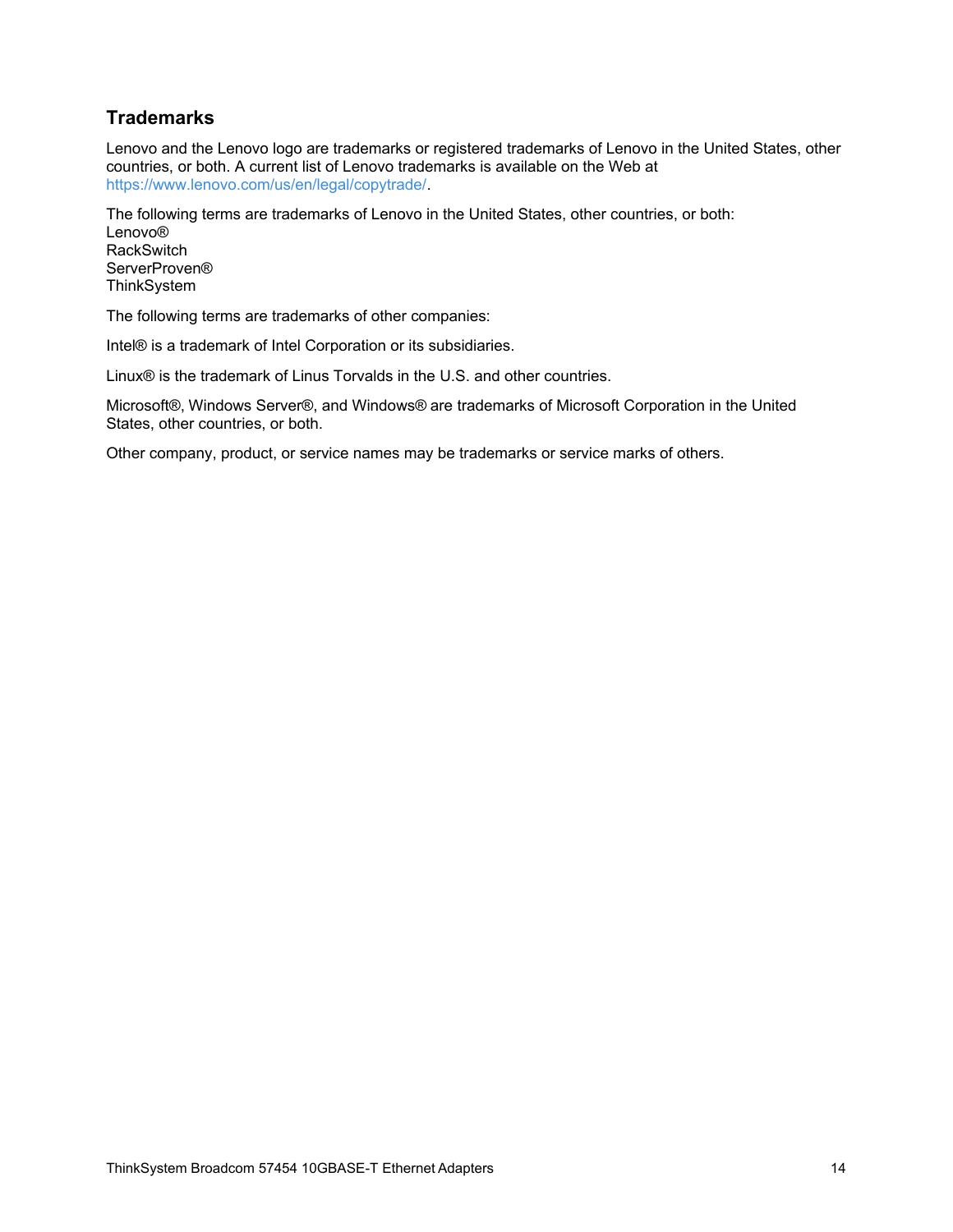## Trademarks

Lenovo and the Lenovo logo are trademarks or registered trademarks of Lenovo in the United States, other countries, or both. A current list of Lenovo trademarks is available on the Web at https://www.lenovo.com/us/en/legal/copytrade/.

The following terms are trademarks of Lenovo in the United States, other countries, or both:
Lenovo®
RackSwitch
ServerProven®
ThinkSystem

The following terms are trademarks of other companies:

Intel® is a trademark of Intel Corporation or its subsidiaries.

Linux® is the trademark of Linus Torvalds in the U.S. and other countries.

Microsoft®, Windows Server®, and Windows® are trademarks of Microsoft Corporation in the United States, other countries, or both.

Other company, product, or service names may be trademarks or service marks of others.